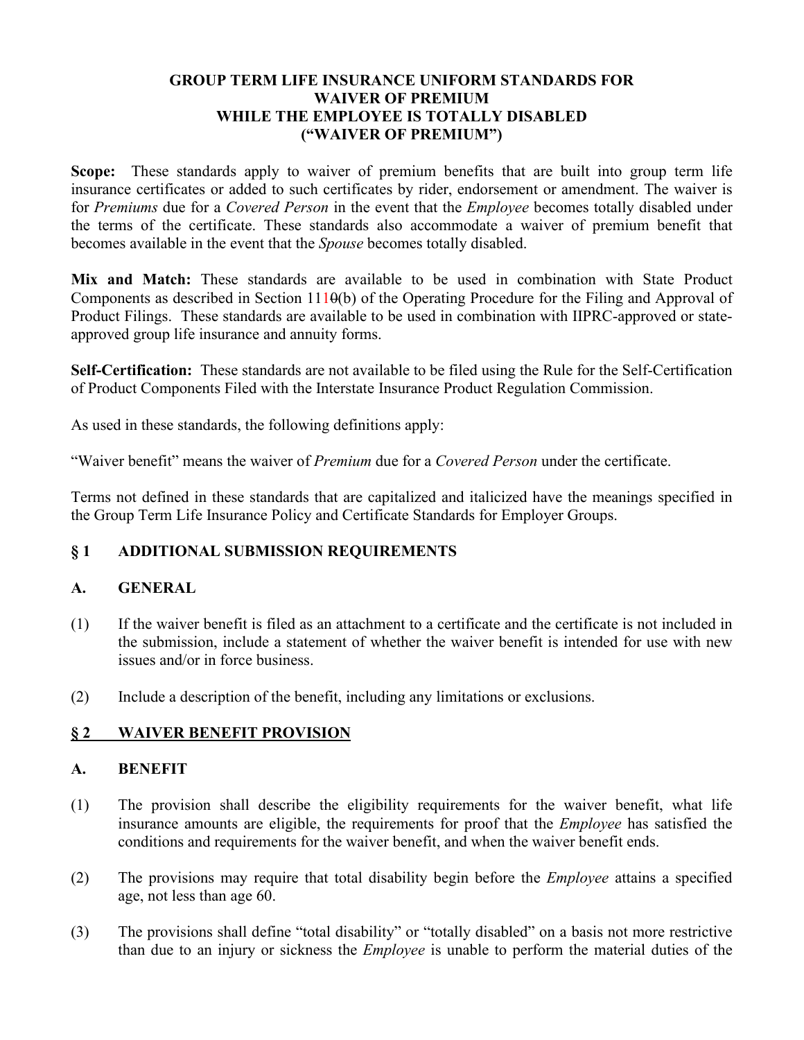**GROUP TERM LIFE INSURANCE UNIFORM STANDARDS FOR WAIVER OF PREMIUM WHILE THE EMPLOYEE IS TOTALLY DISABLED ("WAIVER OF PREMIUM")**

**Scope:** These standards apply to waiver of premium benefits that are built into group term life insurance certificates or added to such certificates by rider, endorsement or amendment. The waiver is for *Premiums* due for a *Covered Person* in the event that the *Employee* becomes totally disabled under the terms of the certificate. These standards also accommodate a waiver of premium benefit that becomes available in the event that the *Spouse* becomes totally disabled.

**Mix and Match:** These standards are available to be used in combination with State Product Components as described in Section 11~~0~~1(b) of the Operating Procedure for the Filing and Approval of Product Filings. These standards are available to be used in combination with IIPRC-approved or state-approved group life insurance and annuity forms.

**Self-Certification:** These standards are not available to be filed using the Rule for the Self-Certification of Product Components Filed with the Interstate Insurance Product Regulation Commission.

As used in these standards, the following definitions apply:

"Waiver benefit" means the waiver of *Premium* due for a *Covered Person* under the certificate.

Terms not defined in these standards that are capitalized and italicized have the meanings specified in the Group Term Life Insurance Policy and Certificate Standards for Employer Groups.

## § 1 ADDITIONAL SUBMISSION REQUIREMENTS

### A. GENERAL

(1) If the waiver benefit is filed as an attachment to a certificate and the certificate is not included in the submission, include a statement of whether the waiver benefit is intended for use with new issues and/or in force business.

(2) Include a description of the benefit, including any limitations or exclusions.

## § 2 WAIVER BENEFIT PROVISION

### A. BENEFIT

(1) The provision shall describe the eligibility requirements for the waiver benefit, what life insurance amounts are eligible, the requirements for proof that the *Employee* has satisfied the conditions and requirements for the waiver benefit, and when the waiver benefit ends.

(2) The provisions may require that total disability begin before the *Employee* attains a specified age, not less than age 60.

(3) The provisions shall define "total disability" or "totally disabled" on a basis not more restrictive than due to an injury or sickness the *Employee* is unable to perform the material duties of the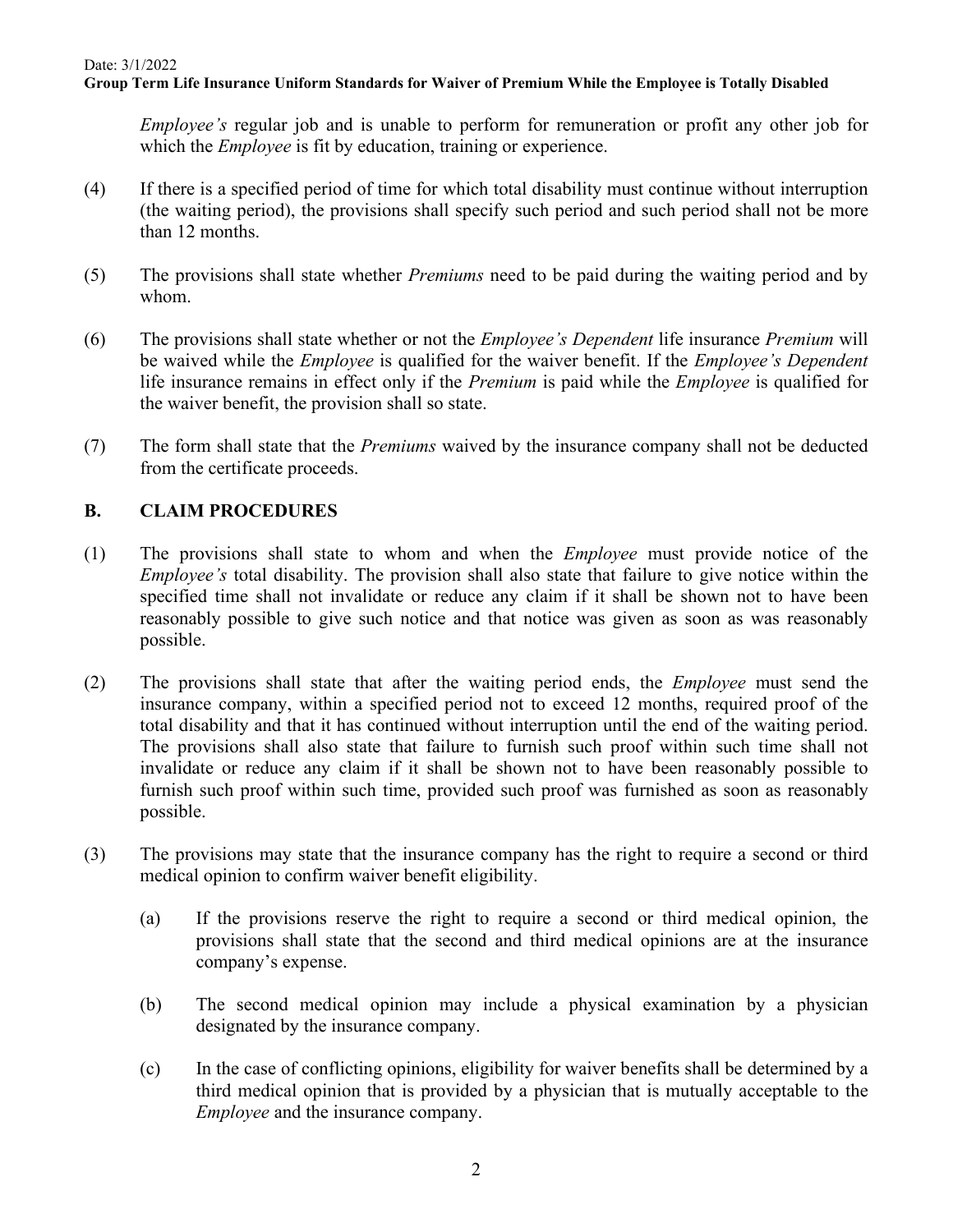*Employee's* regular job and is unable to perform for remuneration or profit any other job for which the *Employee* is fit by education, training or experience.

(4) If there is a specified period of time for which total disability must continue without interruption (the waiting period), the provisions shall specify such period and such period shall not be more than 12 months.

(5) The provisions shall state whether *Premiums* need to be paid during the waiting period and by whom.

(6) The provisions shall state whether or not the *Employee's Dependent* life insurance *Premium* will be waived while the *Employee* is qualified for the waiver benefit. If the *Employee's Dependent* life insurance remains in effect only if the *Premium* is paid while the *Employee* is qualified for the waiver benefit, the provision shall so state.

(7) The form shall state that the *Premiums* waived by the insurance company shall not be deducted from the certificate proceeds.

## B. CLAIM PROCEDURES

(1) The provisions shall state to whom and when the *Employee* must provide notice of the *Employee's* total disability. The provision shall also state that failure to give notice within the specified time shall not invalidate or reduce any claim if it shall be shown not to have been reasonably possible to give such notice and that notice was given as soon as was reasonably possible.

(2) The provisions shall state that after the waiting period ends, the *Employee* must send the insurance company, within a specified period not to exceed 12 months, required proof of the total disability and that it has continued without interruption until the end of the waiting period. The provisions shall also state that failure to furnish such proof within such time shall not invalidate or reduce any claim if it shall be shown not to have been reasonably possible to furnish such proof within such time, provided such proof was furnished as soon as reasonably possible.

(3) The provisions may state that the insurance company has the right to require a second or third medical opinion to confirm waiver benefit eligibility.

  (a) If the provisions reserve the right to require a second or third medical opinion, the provisions shall state that the second and third medical opinions are at the insurance company's expense.

  (b) The second medical opinion may include a physical examination by a physician designated by the insurance company.

  (c) In the case of conflicting opinions, eligibility for waiver benefits shall be determined by a third medical opinion that is provided by a physician that is mutually acceptable to the *Employee* and the insurance company.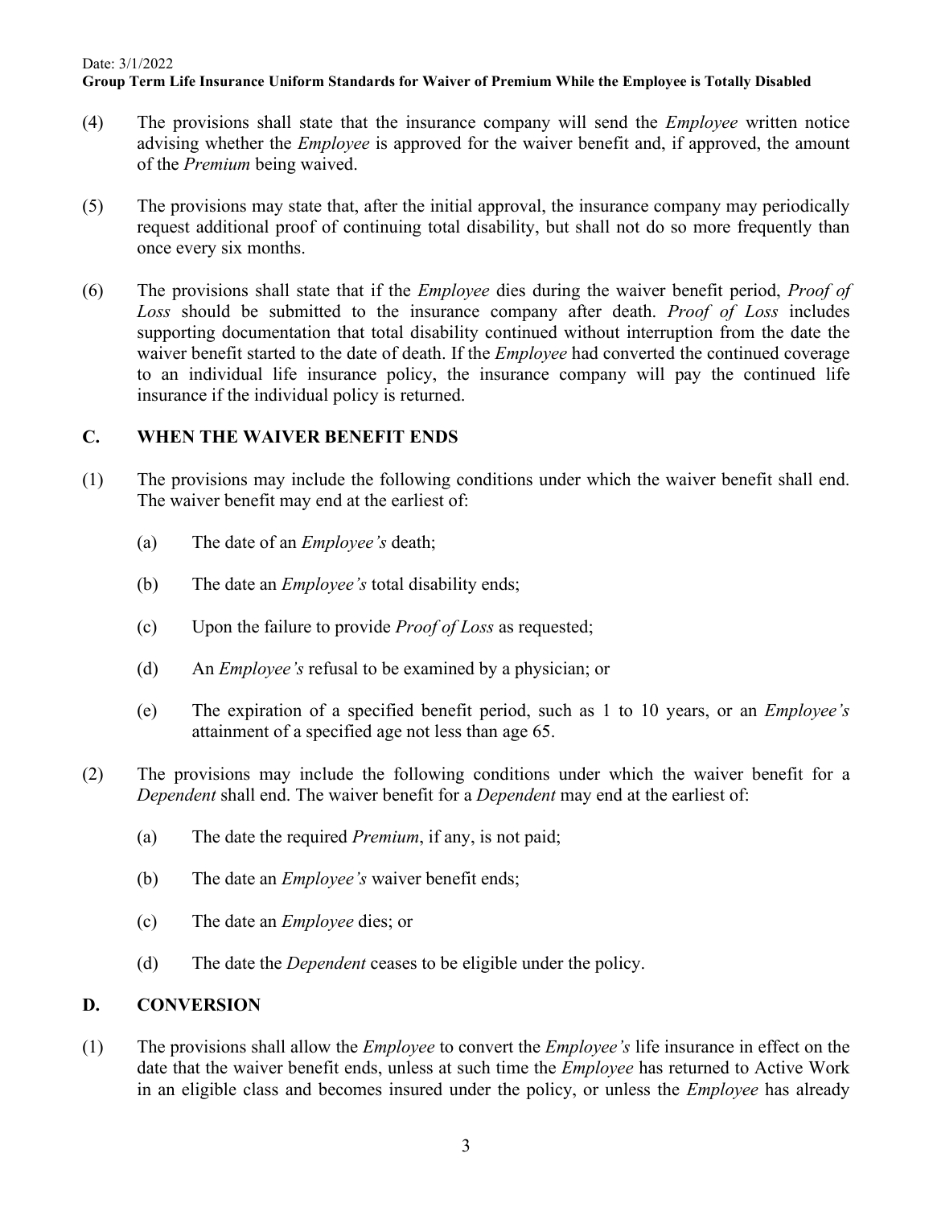(4) The provisions shall state that the insurance company will send the *Employee* written notice advising whether the *Employee* is approved for the waiver benefit and, if approved, the amount of the *Premium* being waived.

(5) The provisions may state that, after the initial approval, the insurance company may periodically request additional proof of continuing total disability, but shall not do so more frequently than once every six months.

(6) The provisions shall state that if the *Employee* dies during the waiver benefit period, *Proof of Loss* should be submitted to the insurance company after death. *Proof of Loss* includes supporting documentation that total disability continued without interruption from the date the waiver benefit started to the date of death. If the *Employee* had converted the continued coverage to an individual life insurance policy, the insurance company will pay the continued life insurance if the individual policy is returned.

## C. WHEN THE WAIVER BENEFIT ENDS

(1) The provisions may include the following conditions under which the waiver benefit shall end. The waiver benefit may end at the earliest of:

- (a) The date of an *Employee's* death;
- (b) The date an *Employee's* total disability ends;
- (c) Upon the failure to provide *Proof of Loss* as requested;
- (d) An *Employee's* refusal to be examined by a physician; or
- (e) The expiration of a specified benefit period, such as 1 to 10 years, or an *Employee's* attainment of a specified age not less than age 65.

(2) The provisions may include the following conditions under which the waiver benefit for a *Dependent* shall end. The waiver benefit for a *Dependent* may end at the earliest of:

- (a) The date the required *Premium*, if any, is not paid;
- (b) The date an *Employee's* waiver benefit ends;
- (c) The date an *Employee* dies; or
- (d) The date the *Dependent* ceases to be eligible under the policy.

## D. CONVERSION

(1) The provisions shall allow the *Employee* to convert the *Employee's* life insurance in effect on the date that the waiver benefit ends, unless at such time the *Employee* has returned to Active Work in an eligible class and becomes insured under the policy, or unless the *Employee* has already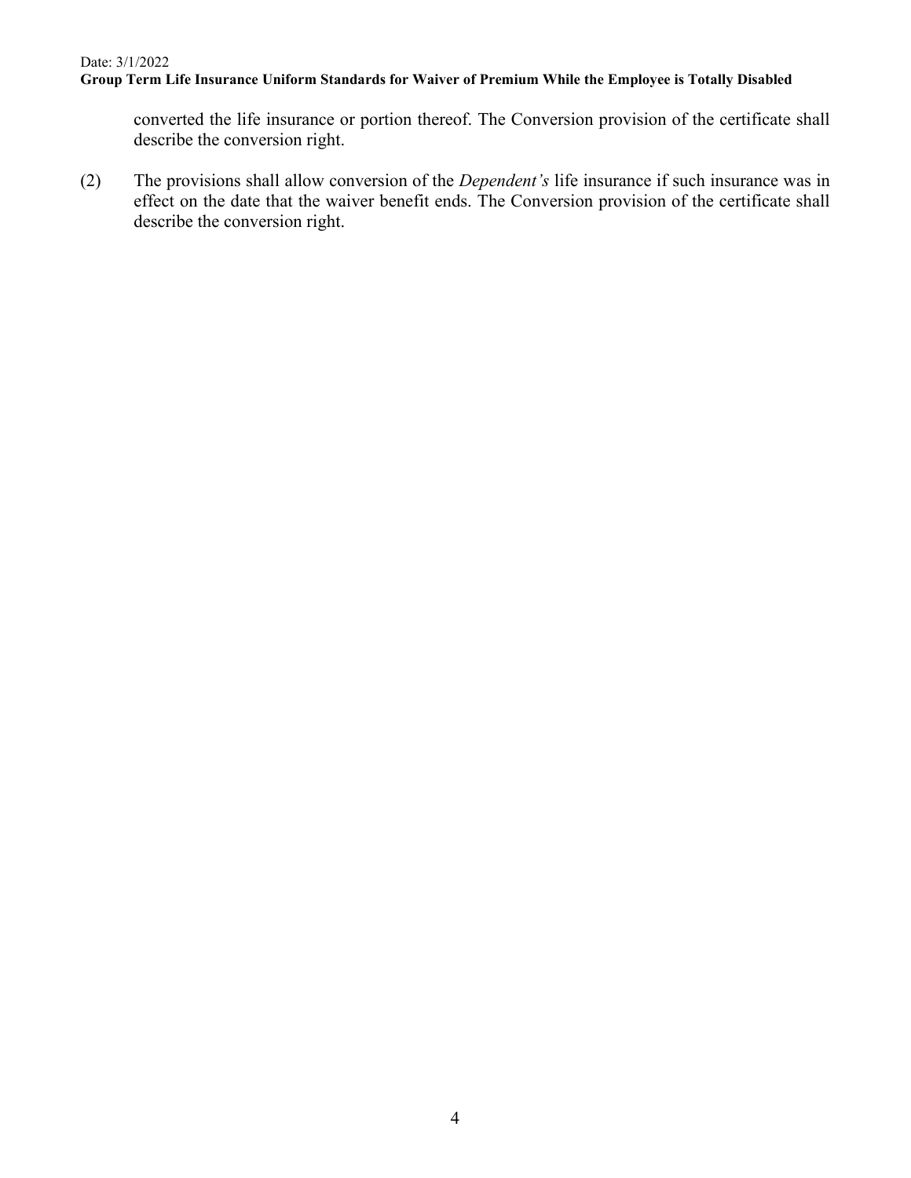converted the life insurance or portion thereof. The Conversion provision of the certificate shall describe the conversion right.

(2) The provisions shall allow conversion of the *Dependent's* life insurance if such insurance was in effect on the date that the waiver benefit ends. The Conversion provision of the certificate shall describe the conversion right.